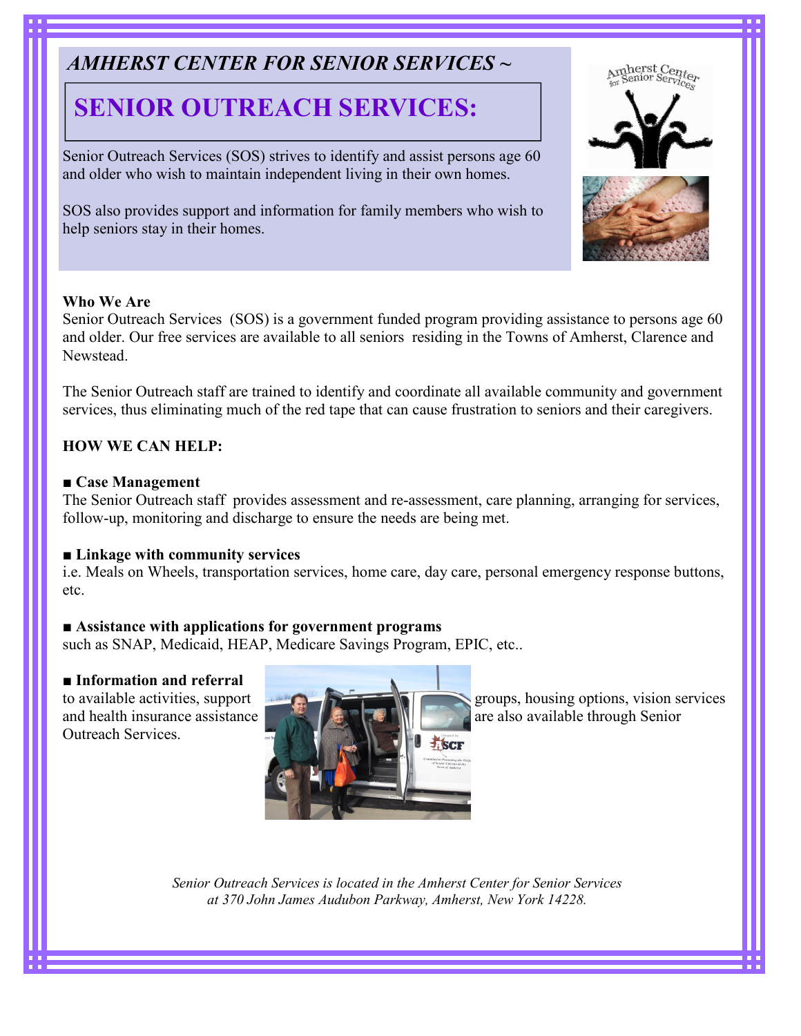*AMHERST CENTER FOR SENIOR SERVICES ~*

# SENIOR OUTREACH SERVICES:

Senior Outreach Services (SOS) strives to identify and assist persons age 60 and older who wish to maintain independent living in their own homes.

SOS also provides support and information for family members who wish to help seniors stay in their homes.

**Who We Are**

Senior Outreach Services (SOS) is a government funded program providing assistance to persons age 60 and older. Our free services are available to all seniors residing in the Towns of Amherst, Clarence and Newstead.

The Senior Outreach staff are trained to identify and coordinate all available community and government services, thus eliminating much of the red tape that can cause frustration to seniors and their caregivers.

**HOW WE CAN HELP:**

■ **Case Management**

The Senior Outreach staff provides assessment and re-assessment, care planning, arranging for services, follow-up, monitoring and discharge to ensure the needs are being met.

■ **Linkage with community services**

i.e. Meals on Wheels, transportation services, home care, day care, personal emergency response buttons, etc.

■ **Assistance with applications for government programs**

such as SNAP, Medicaid, HEAP, Medicare Savings Program, EPIC, etc..

■ **Information and referral**

to available activities, support groups, housing options, vision services and health insurance assistance are also available through Senior Outreach Services.

*Senior Outreach Services is located in the Amherst Center for Senior Services at 370 John James Audubon Parkway, Amherst, New York 14228.*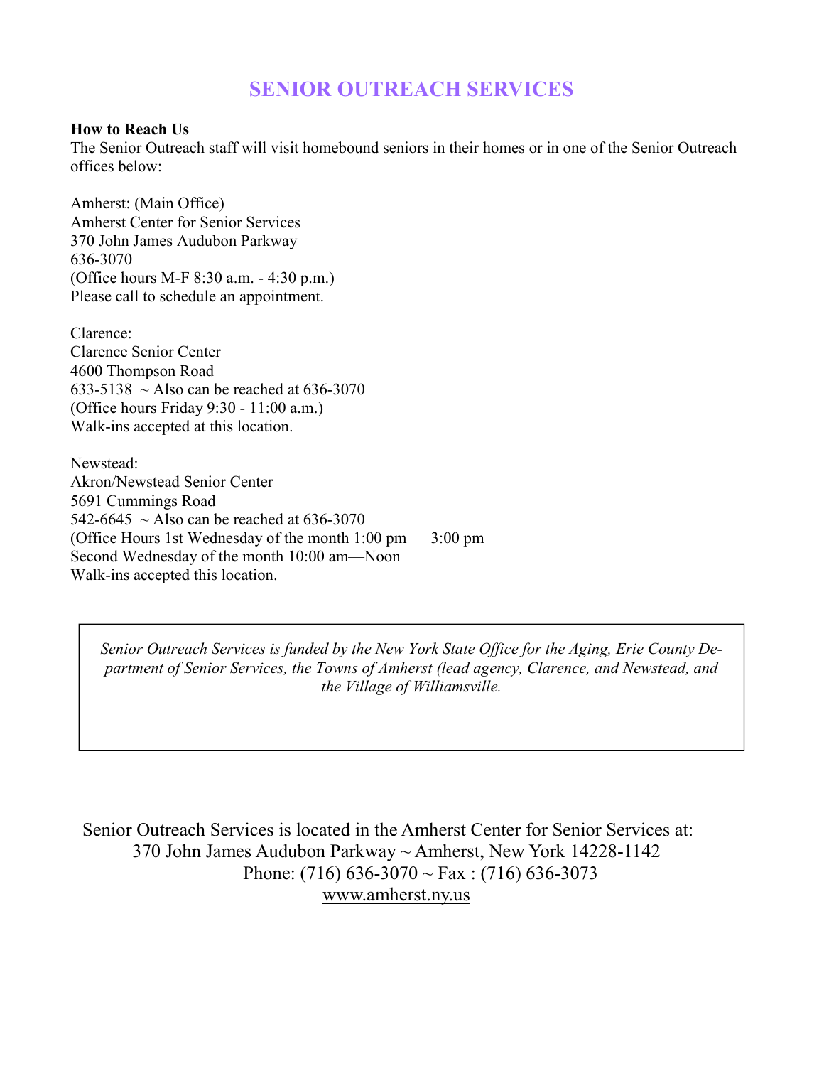# SENIOR OUTREACH SERVICES

**How to Reach Us**
The Senior Outreach staff will visit homebound seniors in their homes or in one of the Senior Outreach offices below:

Amherst: (Main Office)
Amherst Center for Senior Services
370 John James Audubon Parkway
636-3070
(Office hours M-F 8:30 a.m. - 4:30 p.m.)
Please call to schedule an appointment.

Clarence:
Clarence Senior Center
4600 Thompson Road
633-5138 ~ Also can be reached at 636-3070
(Office hours Friday 9:30 - 11:00 a.m.)
Walk-ins accepted at this location.

Newstead:
Akron/Newstead Senior Center
5691 Cummings Road
542-6645 ~ Also can be reached at 636-3070
(Office Hours 1st Wednesday of the month 1:00 pm — 3:00 pm
Second Wednesday of the month 10:00 am—Noon
Walk-ins accepted this location.

*Senior Outreach Services is funded by the New York State Office for the Aging, Erie County Department of Senior Services, the Towns of Amherst (lead agency, Clarence, and Newstead, and the Village of Williamsville.*

Senior Outreach Services is located in the Amherst Center for Senior Services at:
370 John James Audubon Parkway ~ Amherst, New York 14228-1142
Phone: (716) 636-3070 ~ Fax : (716) 636-3073
www.amherst.ny.us